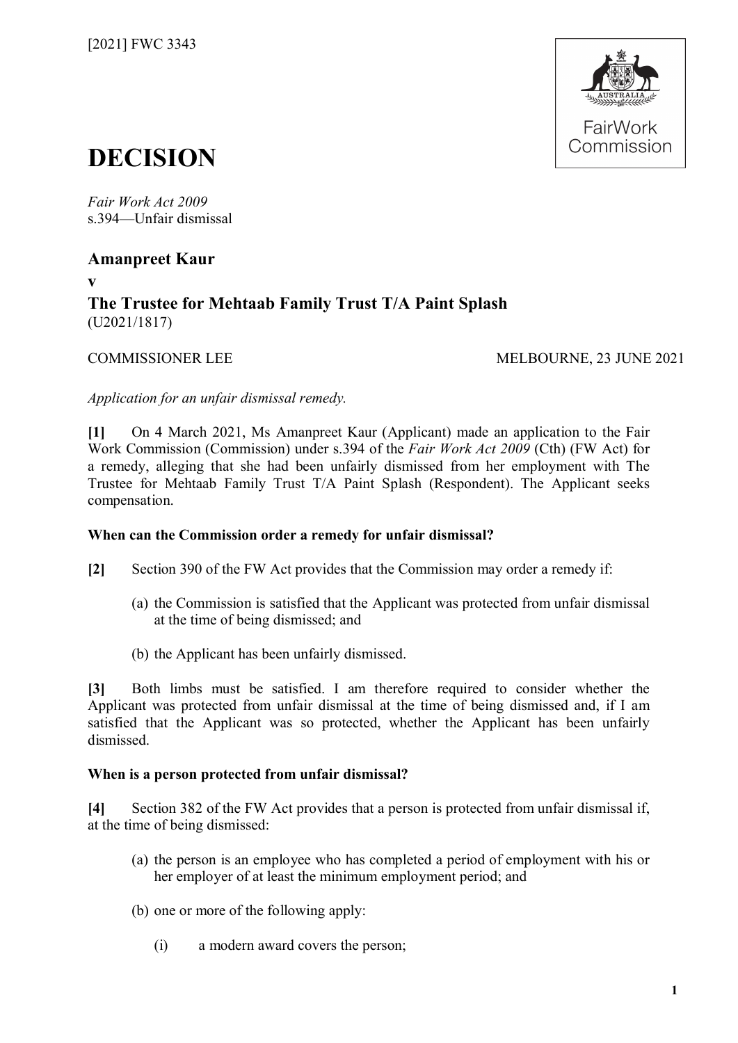[2021] FWC 3343

FairWork Commission

# DECISION

*Fair Work Act 2009*
s.394—Unfair dismissal

**Amanpreet Kaur**

**v**

**The Trustee for Mehtaab Family Trust T/A Paint Splash**
(U2021/1817)

COMMISSIONER LEE — MELBOURNE, 23 JUNE 2021

*Application for an unfair dismissal remedy.*

**[1]** On 4 March 2021, Ms Amanpreet Kaur (Applicant) made an application to the Fair Work Commission (Commission) under s.394 of the *Fair Work Act 2009* (Cth) (FW Act) for a remedy, alleging that she had been unfairly dismissed from her employment with The Trustee for Mehtaab Family Trust T/A Paint Splash (Respondent). The Applicant seeks compensation.

**When can the Commission order a remedy for unfair dismissal?**

**[2]** Section 390 of the FW Act provides that the Commission may order a remedy if:

(a) the Commission is satisfied that the Applicant was protected from unfair dismissal at the time of being dismissed; and

(b) the Applicant has been unfairly dismissed.

**[3]** Both limbs must be satisfied. I am therefore required to consider whether the Applicant was protected from unfair dismissal at the time of being dismissed and, if I am satisfied that the Applicant was so protected, whether the Applicant has been unfairly dismissed.

**When is a person protected from unfair dismissal?**

**[4]** Section 382 of the FW Act provides that a person is protected from unfair dismissal if, at the time of being dismissed:

(a) the person is an employee who has completed a period of employment with his or her employer of at least the minimum employment period; and

(b) one or more of the following apply:

(i) a modern award covers the person;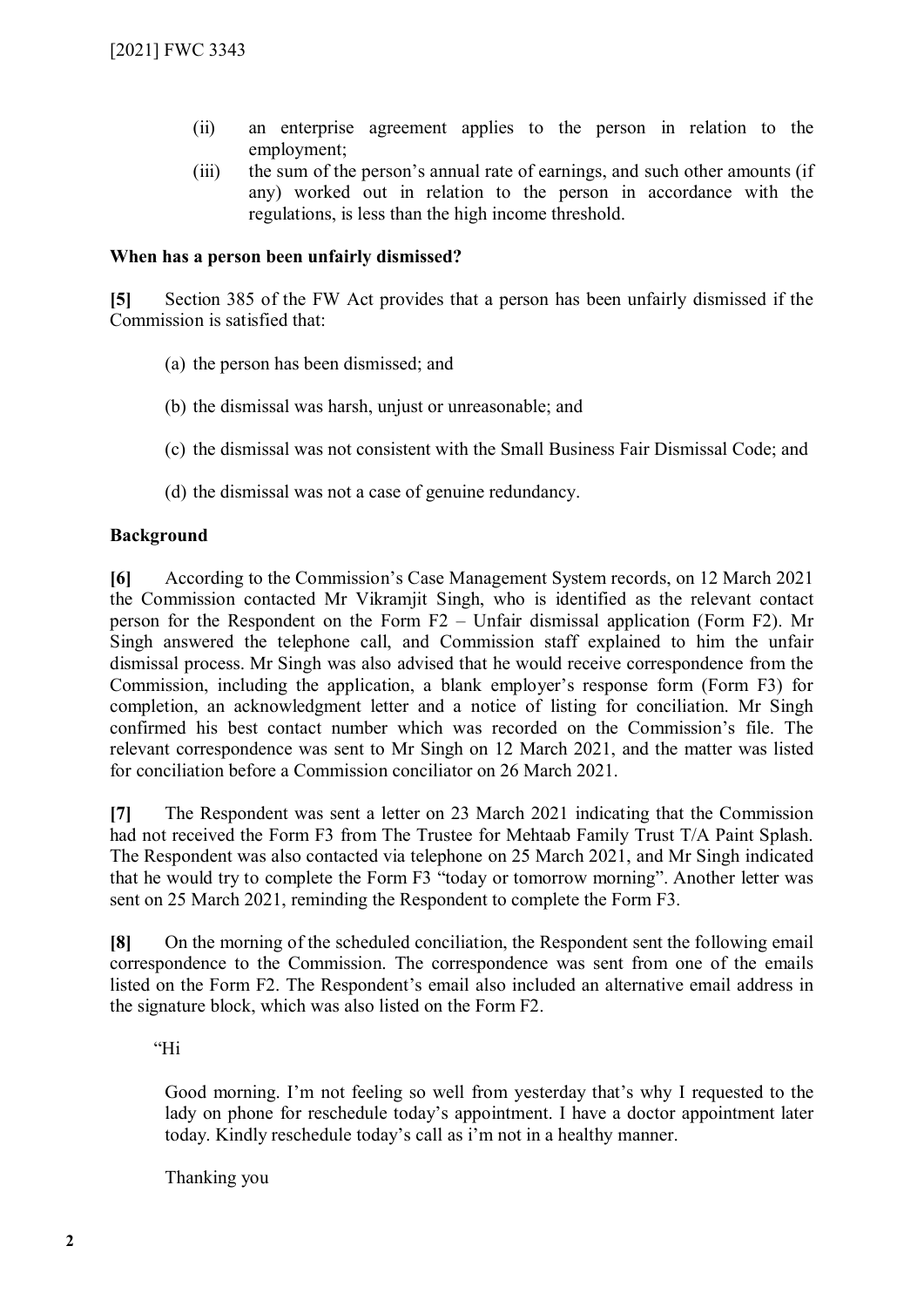(ii) an enterprise agreement applies to the person in relation to the employment;

(iii) the sum of the person's annual rate of earnings, and such other amounts (if any) worked out in relation to the person in accordance with the regulations, is less than the high income threshold.

**When has a person been unfairly dismissed?**

**[5]** Section 385 of the FW Act provides that a person has been unfairly dismissed if the Commission is satisfied that:

(a) the person has been dismissed; and

(b) the dismissal was harsh, unjust or unreasonable; and

(c) the dismissal was not consistent with the Small Business Fair Dismissal Code; and

(d) the dismissal was not a case of genuine redundancy.

**Background**

**[6]** According to the Commission's Case Management System records, on 12 March 2021 the Commission contacted Mr Vikramjit Singh, who is identified as the relevant contact person for the Respondent on the Form F2 – Unfair dismissal application (Form F2). Mr Singh answered the telephone call, and Commission staff explained to him the unfair dismissal process. Mr Singh was also advised that he would receive correspondence from the Commission, including the application, a blank employer's response form (Form F3) for completion, an acknowledgment letter and a notice of listing for conciliation. Mr Singh confirmed his best contact number which was recorded on the Commission's file. The relevant correspondence was sent to Mr Singh on 12 March 2021, and the matter was listed for conciliation before a Commission conciliator on 26 March 2021.

**[7]** The Respondent was sent a letter on 23 March 2021 indicating that the Commission had not received the Form F3 from The Trustee for Mehtaab Family Trust T/A Paint Splash. The Respondent was also contacted via telephone on 25 March 2021, and Mr Singh indicated that he would try to complete the Form F3 "today or tomorrow morning". Another letter was sent on 25 March 2021, reminding the Respondent to complete the Form F3.

**[8]** On the morning of the scheduled conciliation, the Respondent sent the following email correspondence to the Commission. The correspondence was sent from one of the emails listed on the Form F2. The Respondent's email also included an alternative email address in the signature block, which was also listed on the Form F2.

> "Hi
>
> Good morning. I'm not feeling so well from yesterday that's why I requested to the lady on phone for reschedule today's appointment. I have a doctor appointment later today. Kindly reschedule today's call as i'm not in a healthy manner.
>
> Thanking you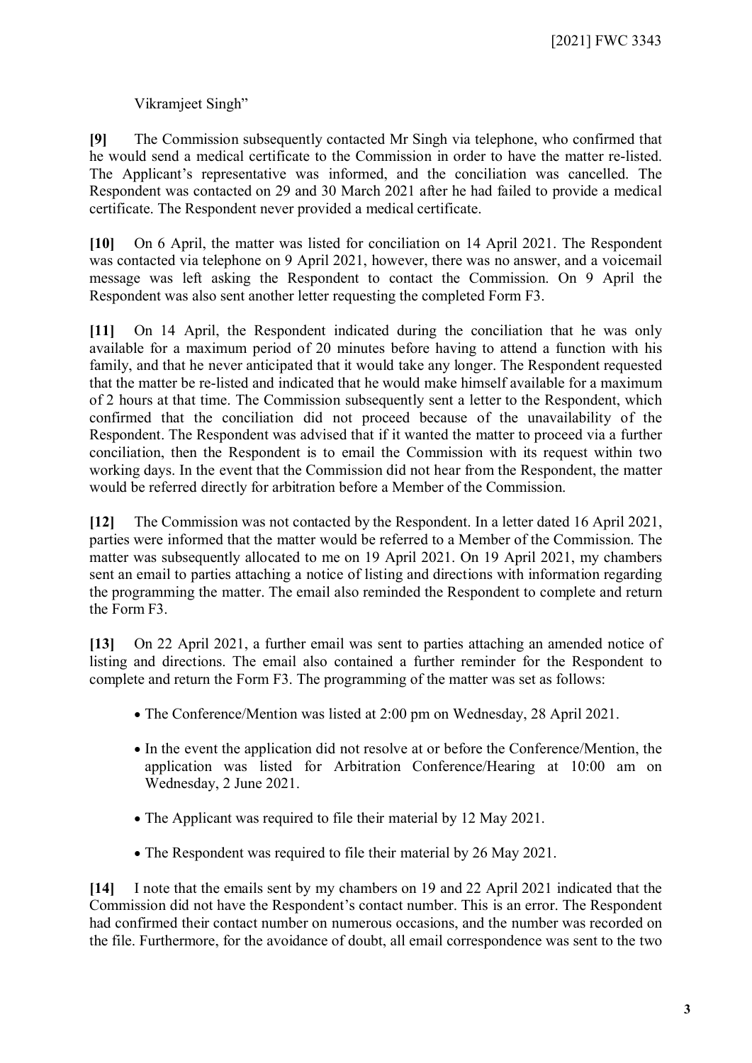Vikramjeet Singh"

**[9]** The Commission subsequently contacted Mr Singh via telephone, who confirmed that he would send a medical certificate to the Commission in order to have the matter re-listed. The Applicant's representative was informed, and the conciliation was cancelled. The Respondent was contacted on 29 and 30 March 2021 after he had failed to provide a medical certificate. The Respondent never provided a medical certificate.

**[10]** On 6 April, the matter was listed for conciliation on 14 April 2021. The Respondent was contacted via telephone on 9 April 2021, however, there was no answer, and a voicemail message was left asking the Respondent to contact the Commission. On 9 April the Respondent was also sent another letter requesting the completed Form F3.

**[11]** On 14 April, the Respondent indicated during the conciliation that he was only available for a maximum period of 20 minutes before having to attend a function with his family, and that he never anticipated that it would take any longer. The Respondent requested that the matter be re-listed and indicated that he would make himself available for a maximum of 2 hours at that time. The Commission subsequently sent a letter to the Respondent, which confirmed that the conciliation did not proceed because of the unavailability of the Respondent. The Respondent was advised that if it wanted the matter to proceed via a further conciliation, then the Respondent is to email the Commission with its request within two working days. In the event that the Commission did not hear from the Respondent, the matter would be referred directly for arbitration before a Member of the Commission.

**[12]** The Commission was not contacted by the Respondent. In a letter dated 16 April 2021, parties were informed that the matter would be referred to a Member of the Commission. The matter was subsequently allocated to me on 19 April 2021. On 19 April 2021, my chambers sent an email to parties attaching a notice of listing and directions with information regarding the programming the matter. The email also reminded the Respondent to complete and return the Form F3.

**[13]** On 22 April 2021, a further email was sent to parties attaching an amended notice of listing and directions. The email also contained a further reminder for the Respondent to complete and return the Form F3. The programming of the matter was set as follows:

- The Conference/Mention was listed at 2:00 pm on Wednesday, 28 April 2021.
- In the event the application did not resolve at or before the Conference/Mention, the application was listed for Arbitration Conference/Hearing at 10:00 am on Wednesday, 2 June 2021.
- The Applicant was required to file their material by 12 May 2021.
- The Respondent was required to file their material by 26 May 2021.

**[14]** I note that the emails sent by my chambers on 19 and 22 April 2021 indicated that the Commission did not have the Respondent's contact number. This is an error. The Respondent had confirmed their contact number on numerous occasions, and the number was recorded on the file. Furthermore, for the avoidance of doubt, all email correspondence was sent to the two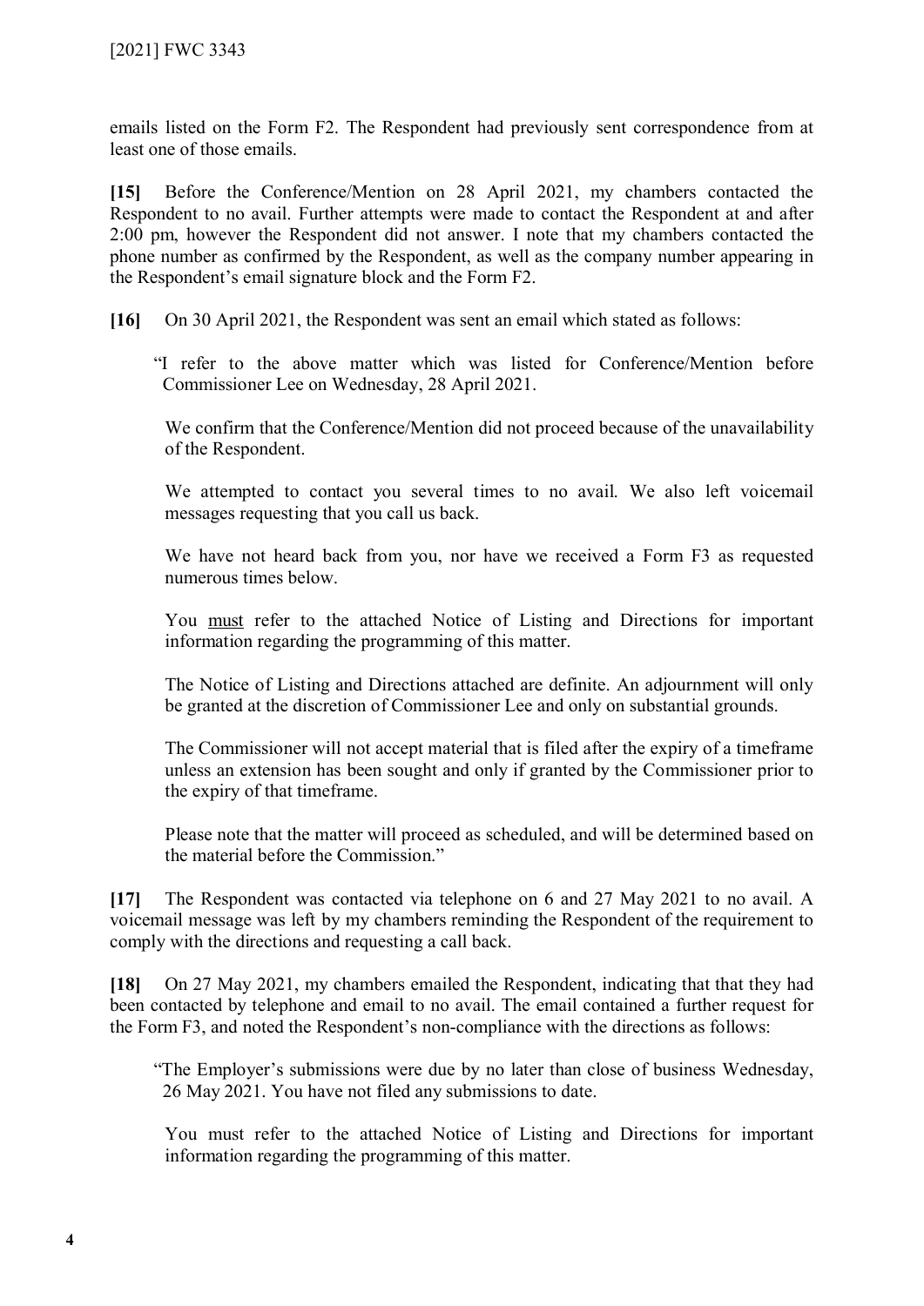emails listed on the Form F2. The Respondent had previously sent correspondence from at least one of those emails.

**[15]** Before the Conference/Mention on 28 April 2021, my chambers contacted the Respondent to no avail. Further attempts were made to contact the Respondent at and after 2:00 pm, however the Respondent did not answer. I note that my chambers contacted the phone number as confirmed by the Respondent, as well as the company number appearing in the Respondent's email signature block and the Form F2.

**[16]** On 30 April 2021, the Respondent was sent an email which stated as follows:

> "I refer to the above matter which was listed for Conference/Mention before Commissioner Lee on Wednesday, 28 April 2021.
>
> We confirm that the Conference/Mention did not proceed because of the unavailability of the Respondent.
>
> We attempted to contact you several times to no avail. We also left voicemail messages requesting that you call us back.
>
> We have not heard back from you, nor have we received a Form F3 as requested numerous times below.
>
> You <u>must</u> refer to the attached Notice of Listing and Directions for important information regarding the programming of this matter.
>
> The Notice of Listing and Directions attached are definite. An adjournment will only be granted at the discretion of Commissioner Lee and only on substantial grounds.
>
> The Commissioner will not accept material that is filed after the expiry of a timeframe unless an extension has been sought and only if granted by the Commissioner prior to the expiry of that timeframe.
>
> Please note that the matter will proceed as scheduled, and will be determined based on the material before the Commission."

**[17]** The Respondent was contacted via telephone on 6 and 27 May 2021 to no avail. A voicemail message was left by my chambers reminding the Respondent of the requirement to comply with the directions and requesting a call back.

**[18]** On 27 May 2021, my chambers emailed the Respondent, indicating that that they had been contacted by telephone and email to no avail. The email contained a further request for the Form F3, and noted the Respondent's non-compliance with the directions as follows:

> "The Employer's submissions were due by no later than close of business Wednesday, 26 May 2021. You have not filed any submissions to date.
>
> You must refer to the attached Notice of Listing and Directions for important information regarding the programming of this matter.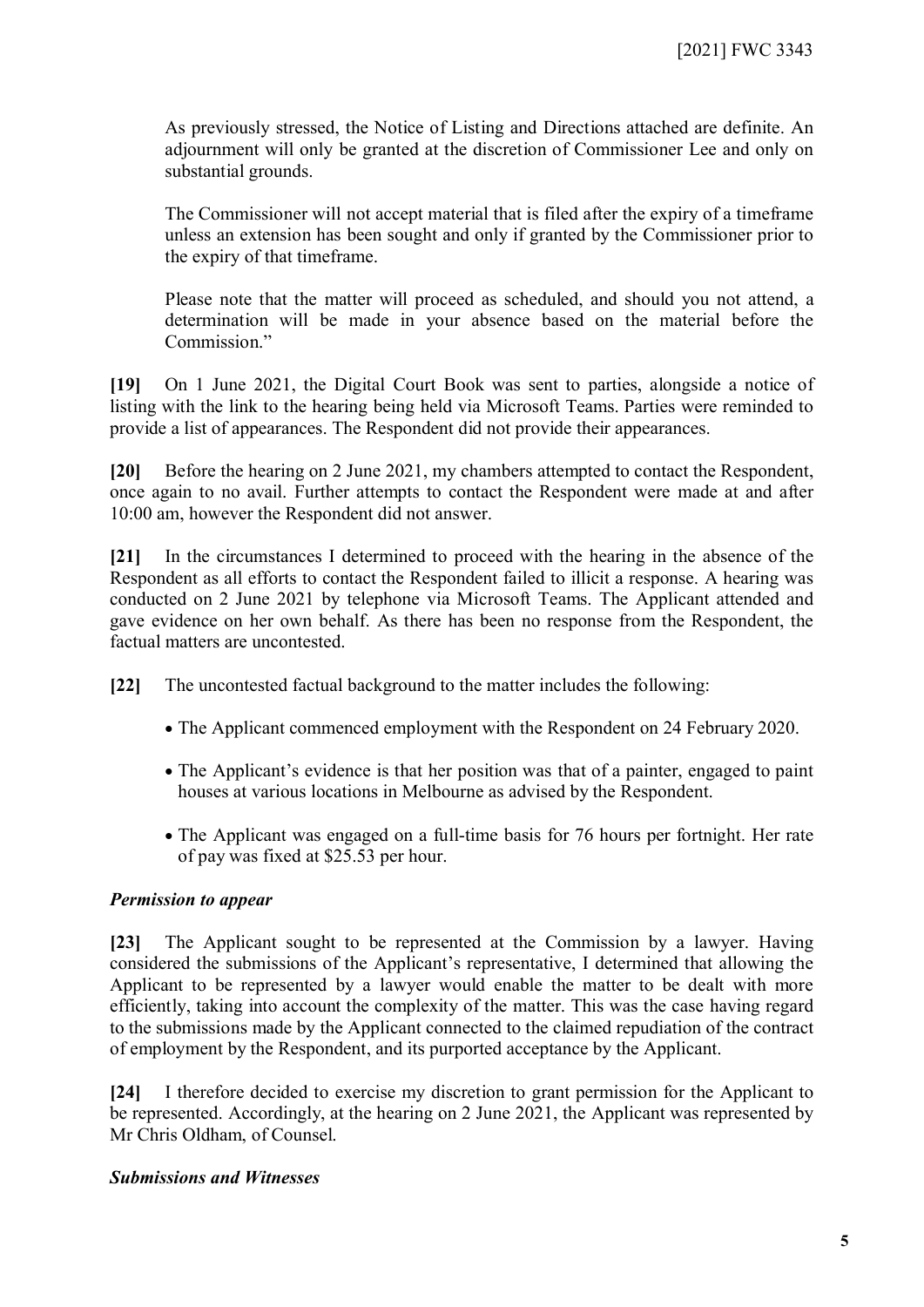As previously stressed, the Notice of Listing and Directions attached are definite. An adjournment will only be granted at the discretion of Commissioner Lee and only on substantial grounds.

The Commissioner will not accept material that is filed after the expiry of a timeframe unless an extension has been sought and only if granted by the Commissioner prior to the expiry of that timeframe.

Please note that the matter will proceed as scheduled, and should you not attend, a determination will be made in your absence based on the material before the Commission."

**[19]** On 1 June 2021, the Digital Court Book was sent to parties, alongside a notice of listing with the link to the hearing being held via Microsoft Teams. Parties were reminded to provide a list of appearances. The Respondent did not provide their appearances.

**[20]** Before the hearing on 2 June 2021, my chambers attempted to contact the Respondent, once again to no avail. Further attempts to contact the Respondent were made at and after 10:00 am, however the Respondent did not answer.

**[21]** In the circumstances I determined to proceed with the hearing in the absence of the Respondent as all efforts to contact the Respondent failed to illicit a response. A hearing was conducted on 2 June 2021 by telephone via Microsoft Teams. The Applicant attended and gave evidence on her own behalf. As there has been no response from the Respondent, the factual matters are uncontested.

**[22]** The uncontested factual background to the matter includes the following:

- The Applicant commenced employment with the Respondent on 24 February 2020.
- The Applicant's evidence is that her position was that of a painter, engaged to paint houses at various locations in Melbourne as advised by the Respondent.
- The Applicant was engaged on a full-time basis for 76 hours per fortnight. Her rate of pay was fixed at $25.53 per hour.

### *Permission to appear*

**[23]** The Applicant sought to be represented at the Commission by a lawyer. Having considered the submissions of the Applicant's representative, I determined that allowing the Applicant to be represented by a lawyer would enable the matter to be dealt with more efficiently, taking into account the complexity of the matter. This was the case having regard to the submissions made by the Applicant connected to the claimed repudiation of the contract of employment by the Respondent, and its purported acceptance by the Applicant.

**[24]** I therefore decided to exercise my discretion to grant permission for the Applicant to be represented. Accordingly, at the hearing on 2 June 2021, the Applicant was represented by Mr Chris Oldham, of Counsel.

### *Submissions and Witnesses*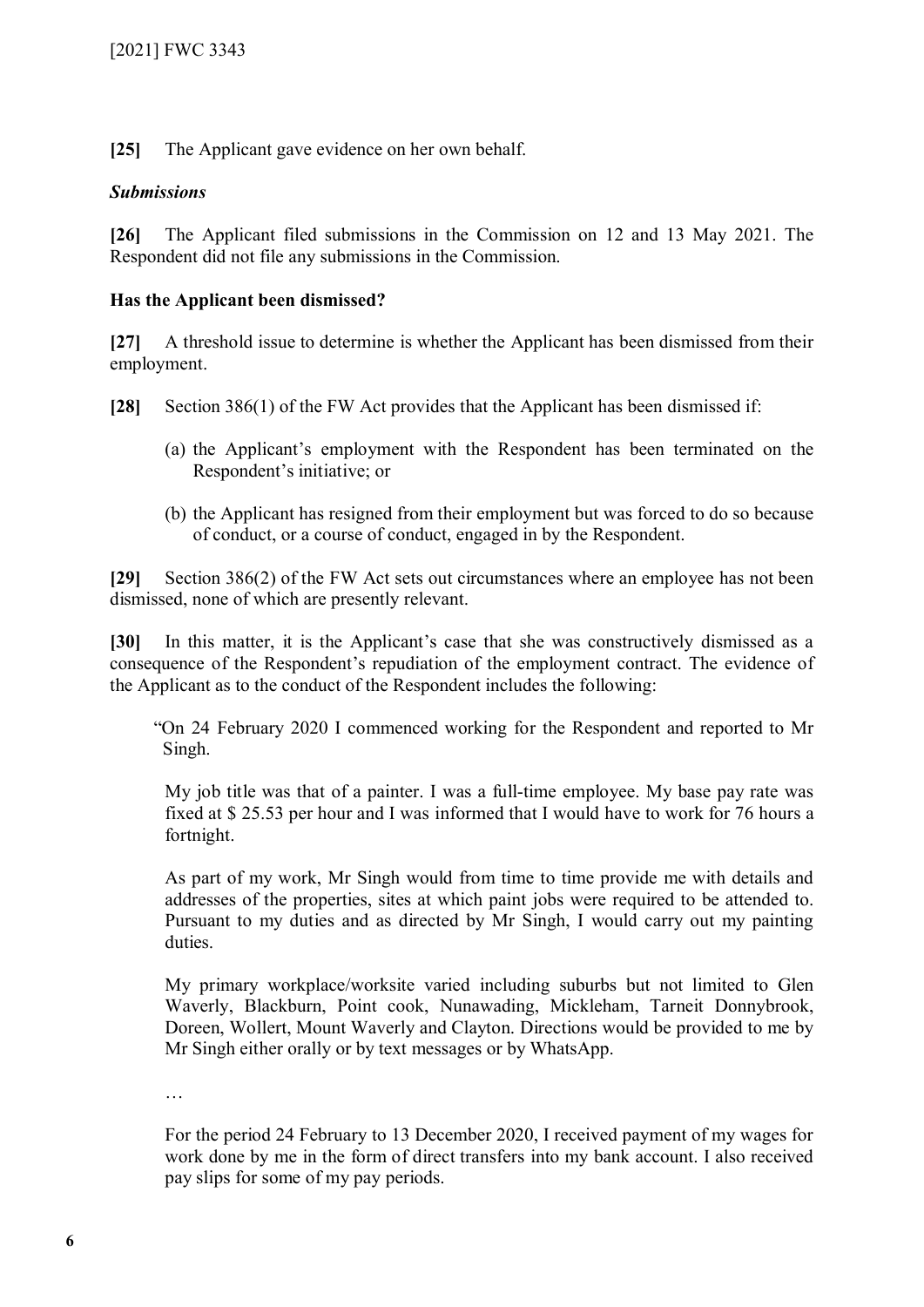**[25]** The Applicant gave evidence on her own behalf.

### *Submissions*

**[26]** The Applicant filed submissions in the Commission on 12 and 13 May 2021. The Respondent did not file any submissions in the Commission.

### Has the Applicant been dismissed?

**[27]** A threshold issue to determine is whether the Applicant has been dismissed from their employment.

**[28]** Section 386(1) of the FW Act provides that the Applicant has been dismissed if:

> (a) the Applicant's employment with the Respondent has been terminated on the Respondent's initiative; or
>
> (b) the Applicant has resigned from their employment but was forced to do so because of conduct, or a course of conduct, engaged in by the Respondent.

**[29]** Section 386(2) of the FW Act sets out circumstances where an employee has not been dismissed, none of which are presently relevant.

**[30]** In this matter, it is the Applicant's case that she was constructively dismissed as a consequence of the Respondent's repudiation of the employment contract. The evidence of the Applicant as to the conduct of the Respondent includes the following:

> "On 24 February 2020 I commenced working for the Respondent and reported to Mr Singh.
>
> My job title was that of a painter. I was a full-time employee. My base pay rate was fixed at $ 25.53 per hour and I was informed that I would have to work for 76 hours a fortnight.
>
> As part of my work, Mr Singh would from time to time provide me with details and addresses of the properties, sites at which paint jobs were required to be attended to. Pursuant to my duties and as directed by Mr Singh, I would carry out my painting duties.
>
> My primary workplace/worksite varied including suburbs but not limited to Glen Waverly, Blackburn, Point cook, Nunawading, Mickleham, Tarneit Donnybrook, Doreen, Wollert, Mount Waverly and Clayton. Directions would be provided to me by Mr Singh either orally or by text messages or by WhatsApp.
>
> …
>
> For the period 24 February to 13 December 2020, I received payment of my wages for work done by me in the form of direct transfers into my bank account. I also received pay slips for some of my pay periods.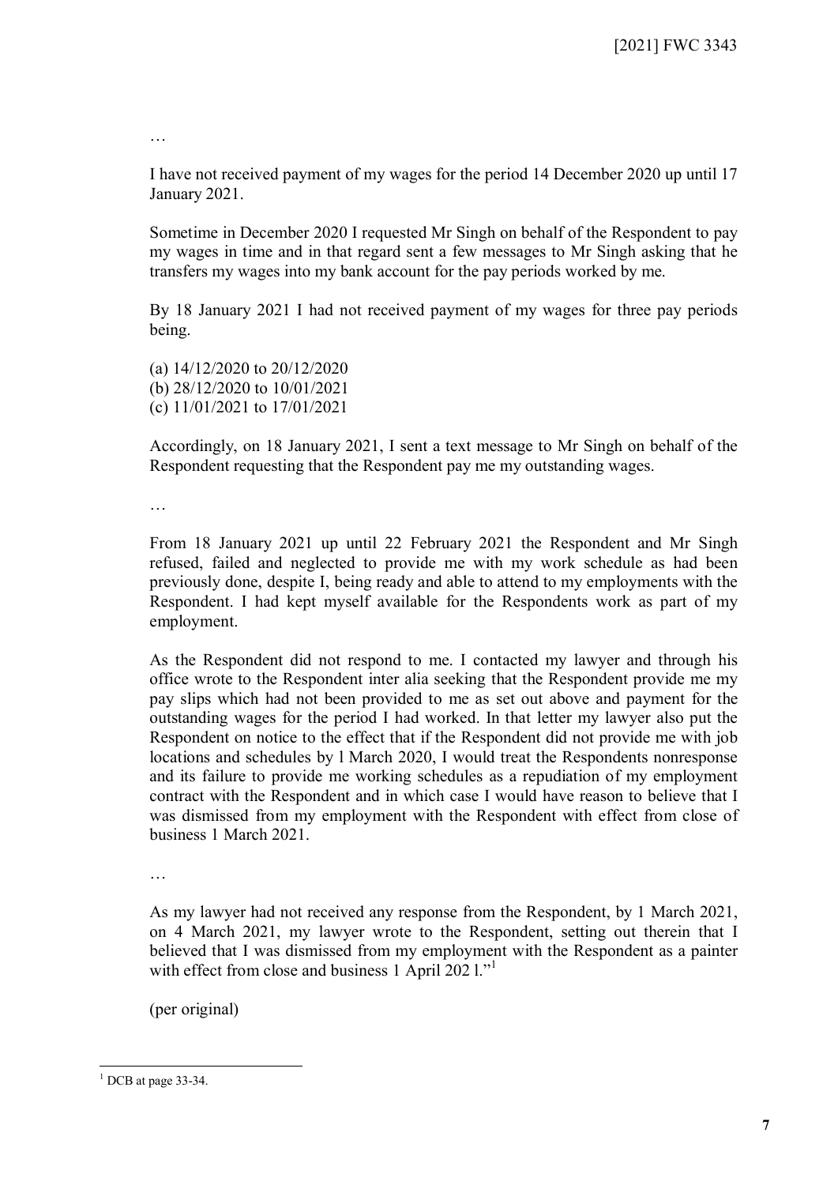…

I have not received payment of my wages for the period 14 December 2020 up until 17 January 2021.

Sometime in December 2020 I requested Mr Singh on behalf of the Respondent to pay my wages in time and in that regard sent a few messages to Mr Singh asking that he transfers my wages into my bank account for the pay periods worked by me.

By 18 January 2021 I had not received payment of my wages for three pay periods being.

(a) 14/12/2020 to 20/12/2020
(b) 28/12/2020 to 10/01/2021
(c) 11/01/2021 to 17/01/2021

Accordingly, on 18 January 2021, I sent a text message to Mr Singh on behalf of the Respondent requesting that the Respondent pay me my outstanding wages.

…

From 18 January 2021 up until 22 February 2021 the Respondent and Mr Singh refused, failed and neglected to provide me with my work schedule as had been previously done, despite I, being ready and able to attend to my employments with the Respondent. I had kept myself available for the Respondents work as part of my employment.

As the Respondent did not respond to me. I contacted my lawyer and through his office wrote to the Respondent inter alia seeking that the Respondent provide me my pay slips which had not been provided to me as set out above and payment for the outstanding wages for the period I had worked. In that letter my lawyer also put the Respondent on notice to the effect that if the Respondent did not provide me with job locations and schedules by l March 2020, I would treat the Respondents nonresponse and its failure to provide me working schedules as a repudiation of my employment contract with the Respondent and in which case I would have reason to believe that I was dismissed from my employment with the Respondent with effect from close of business 1 March 2021.

…

As my lawyer had not received any response from the Respondent, by 1 March 2021, on 4 March 2021, my lawyer wrote to the Respondent, setting out therein that I believed that I was dismissed from my employment with the Respondent as a painter with effect from close and business 1 April 202 l."[1]

(per original)

---

[1] DCB at page 33-34.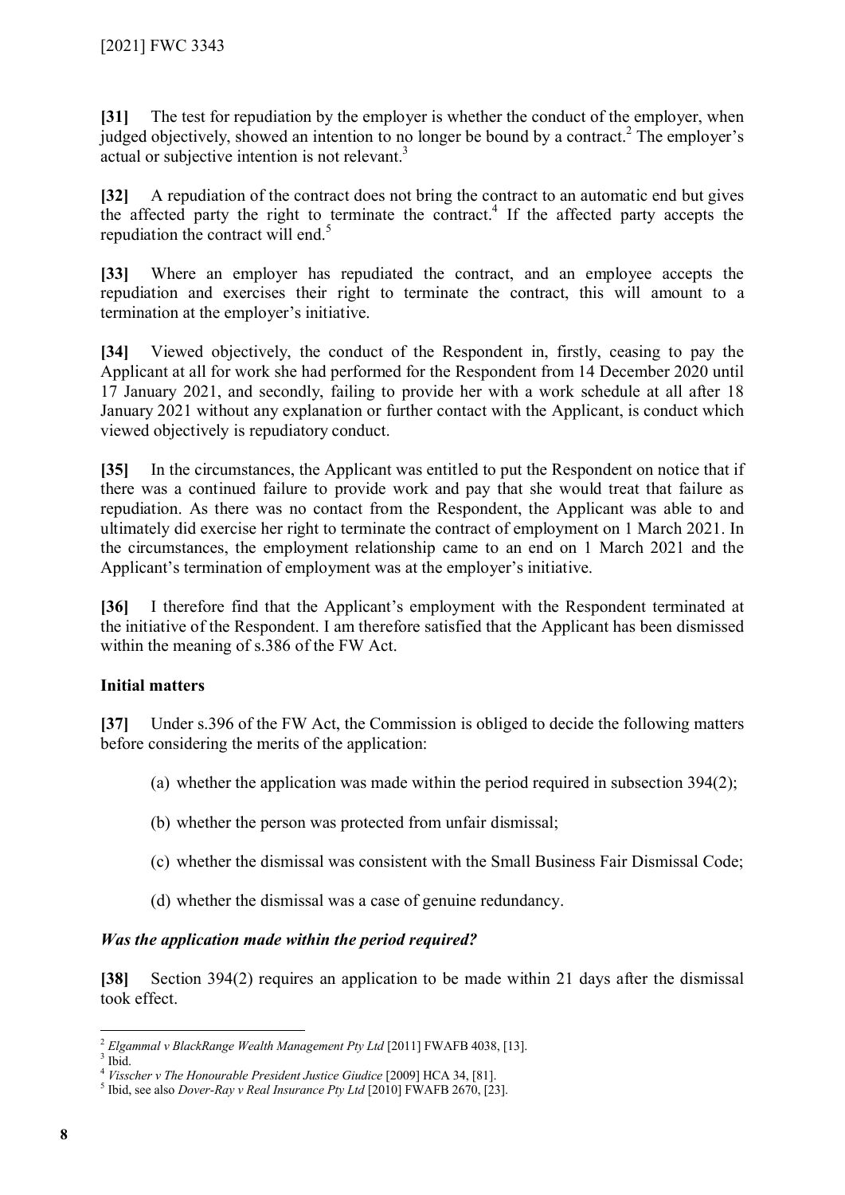**[31]** The test for repudiation by the employer is whether the conduct of the employer, when judged objectively, showed an intention to no longer be bound by a contract.[2] The employer's actual or subjective intention is not relevant.[3]

**[32]** A repudiation of the contract does not bring the contract to an automatic end but gives the affected party the right to terminate the contract.[4] If the affected party accepts the repudiation the contract will end.[5]

**[33]** Where an employer has repudiated the contract, and an employee accepts the repudiation and exercises their right to terminate the contract, this will amount to a termination at the employer's initiative.

**[34]** Viewed objectively, the conduct of the Respondent in, firstly, ceasing to pay the Applicant at all for work she had performed for the Respondent from 14 December 2020 until 17 January 2021, and secondly, failing to provide her with a work schedule at all after 18 January 2021 without any explanation or further contact with the Applicant, is conduct which viewed objectively is repudiatory conduct.

**[35]** In the circumstances, the Applicant was entitled to put the Respondent on notice that if there was a continued failure to provide work and pay that she would treat that failure as repudiation. As there was no contact from the Respondent, the Applicant was able to and ultimately did exercise her right to terminate the contract of employment on 1 March 2021. In the circumstances, the employment relationship came to an end on 1 March 2021 and the Applicant's termination of employment was at the employer's initiative.

**[36]** I therefore find that the Applicant's employment with the Respondent terminated at the initiative of the Respondent. I am therefore satisfied that the Applicant has been dismissed within the meaning of s.386 of the FW Act.

## Initial matters

**[37]** Under s.396 of the FW Act, the Commission is obliged to decide the following matters before considering the merits of the application:

(a) whether the application was made within the period required in subsection 394(2);

(b) whether the person was protected from unfair dismissal;

(c) whether the dismissal was consistent with the Small Business Fair Dismissal Code;

(d) whether the dismissal was a case of genuine redundancy.

### *Was the application made within the period required?*

**[38]** Section 394(2) requires an application to be made within 21 days after the dismissal took effect.

---

[2] *Elgammal v BlackRange Wealth Management Pty Ltd* [2011] FWAFB 4038, [13].

[3] Ibid.

[4] *Visscher v The Honourable President Justice Giudice* [2009] HCA 34, [81].

[5] Ibid, see also *Dover-Ray v Real Insurance Pty Ltd* [2010] FWAFB 2670, [23].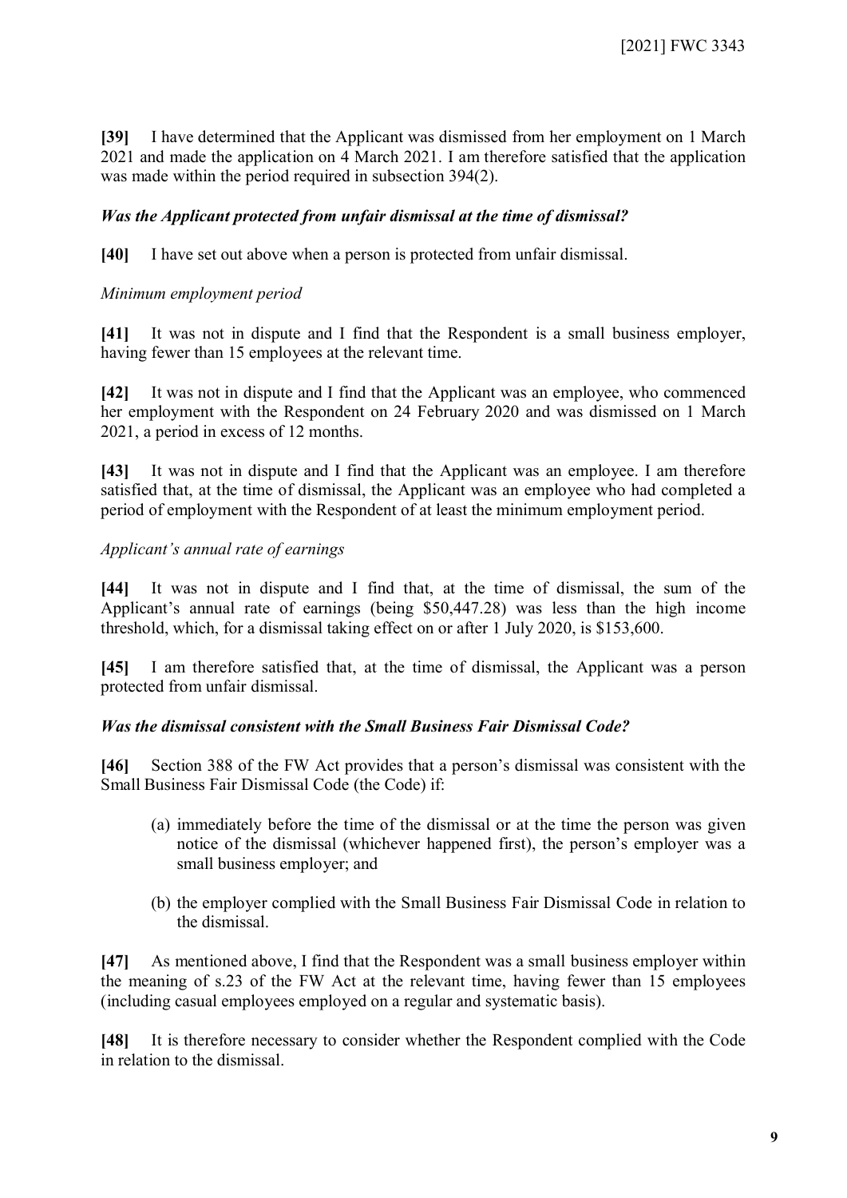**[39]** I have determined that the Applicant was dismissed from her employment on 1 March 2021 and made the application on 4 March 2021. I am therefore satisfied that the application was made within the period required in subsection 394(2).

### ***Was the Applicant protected from unfair dismissal at the time of dismissal?***

**[40]** I have set out above when a person is protected from unfair dismissal.

*Minimum employment period*

**[41]** It was not in dispute and I find that the Respondent is a small business employer, having fewer than 15 employees at the relevant time.

**[42]** It was not in dispute and I find that the Applicant was an employee, who commenced her employment with the Respondent on 24 February 2020 and was dismissed on 1 March 2021, a period in excess of 12 months.

**[43]** It was not in dispute and I find that the Applicant was an employee. I am therefore satisfied that, at the time of dismissal, the Applicant was an employee who had completed a period of employment with the Respondent of at least the minimum employment period.

*Applicant's annual rate of earnings*

**[44]** It was not in dispute and I find that, at the time of dismissal, the sum of the Applicant's annual rate of earnings (being $50,447.28) was less than the high income threshold, which, for a dismissal taking effect on or after 1 July 2020, is $153,600.

**[45]** I am therefore satisfied that, at the time of dismissal, the Applicant was a person protected from unfair dismissal.

### ***Was the dismissal consistent with the Small Business Fair Dismissal Code?***

**[46]** Section 388 of the FW Act provides that a person's dismissal was consistent with the Small Business Fair Dismissal Code (the Code) if:

(a) immediately before the time of the dismissal or at the time the person was given notice of the dismissal (whichever happened first), the person's employer was a small business employer; and

(b) the employer complied with the Small Business Fair Dismissal Code in relation to the dismissal.

**[47]** As mentioned above, I find that the Respondent was a small business employer within the meaning of s.23 of the FW Act at the relevant time, having fewer than 15 employees (including casual employees employed on a regular and systematic basis).

**[48]** It is therefore necessary to consider whether the Respondent complied with the Code in relation to the dismissal.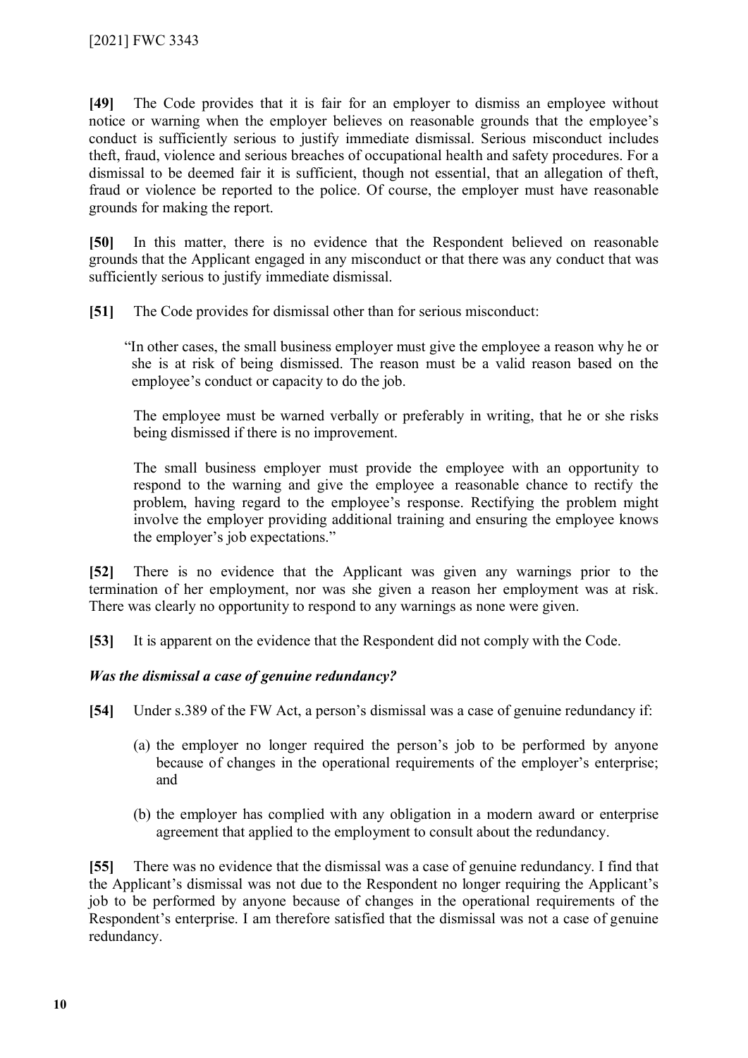**[49]** The Code provides that it is fair for an employer to dismiss an employee without notice or warning when the employer believes on reasonable grounds that the employee's conduct is sufficiently serious to justify immediate dismissal. Serious misconduct includes theft, fraud, violence and serious breaches of occupational health and safety procedures. For a dismissal to be deemed fair it is sufficient, though not essential, that an allegation of theft, fraud or violence be reported to the police. Of course, the employer must have reasonable grounds for making the report.

**[50]** In this matter, there is no evidence that the Respondent believed on reasonable grounds that the Applicant engaged in any misconduct or that there was any conduct that was sufficiently serious to justify immediate dismissal.

**[51]** The Code provides for dismissal other than for serious misconduct:

> "In other cases, the small business employer must give the employee a reason why he or she is at risk of being dismissed. The reason must be a valid reason based on the employee's conduct or capacity to do the job.
>
> The employee must be warned verbally or preferably in writing, that he or she risks being dismissed if there is no improvement.
>
> The small business employer must provide the employee with an opportunity to respond to the warning and give the employee a reasonable chance to rectify the problem, having regard to the employee's response. Rectifying the problem might involve the employer providing additional training and ensuring the employee knows the employer's job expectations."

**[52]** There is no evidence that the Applicant was given any warnings prior to the termination of her employment, nor was she given a reason her employment was at risk. There was clearly no opportunity to respond to any warnings as none were given.

**[53]** It is apparent on the evidence that the Respondent did not comply with the Code.

### *Was the dismissal a case of genuine redundancy?*

**[54]** Under s.389 of the FW Act, a person's dismissal was a case of genuine redundancy if:

(a) the employer no longer required the person's job to be performed by anyone because of changes in the operational requirements of the employer's enterprise; and

(b) the employer has complied with any obligation in a modern award or enterprise agreement that applied to the employment to consult about the redundancy.

**[55]** There was no evidence that the dismissal was a case of genuine redundancy. I find that the Applicant's dismissal was not due to the Respondent no longer requiring the Applicant's job to be performed by anyone because of changes in the operational requirements of the Respondent's enterprise. I am therefore satisfied that the dismissal was not a case of genuine redundancy.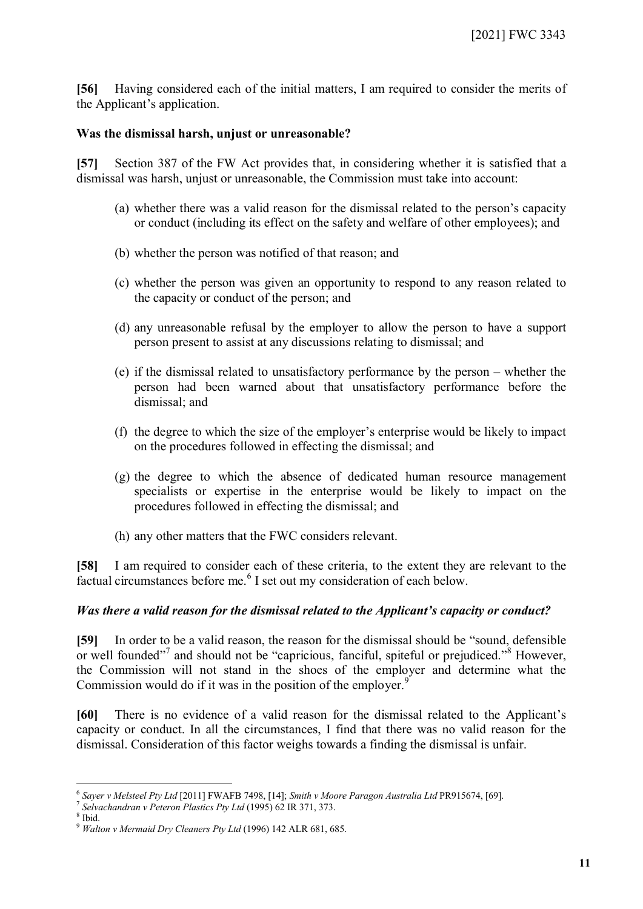**[56]** Having considered each of the initial matters, I am required to consider the merits of the Applicant's application.

**Was the dismissal harsh, unjust or unreasonable?**

**[57]** Section 387 of the FW Act provides that, in considering whether it is satisfied that a dismissal was harsh, unjust or unreasonable, the Commission must take into account:

(a) whether there was a valid reason for the dismissal related to the person's capacity or conduct (including its effect on the safety and welfare of other employees); and

(b) whether the person was notified of that reason; and

(c) whether the person was given an opportunity to respond to any reason related to the capacity or conduct of the person; and

(d) any unreasonable refusal by the employer to allow the person to have a support person present to assist at any discussions relating to dismissal; and

(e) if the dismissal related to unsatisfactory performance by the person – whether the person had been warned about that unsatisfactory performance before the dismissal; and

(f) the degree to which the size of the employer's enterprise would be likely to impact on the procedures followed in effecting the dismissal; and

(g) the degree to which the absence of dedicated human resource management specialists or expertise in the enterprise would be likely to impact on the procedures followed in effecting the dismissal; and

(h) any other matters that the FWC considers relevant.

**[58]** I am required to consider each of these criteria, to the extent they are relevant to the factual circumstances before me.[6] I set out my consideration of each below.

***Was there a valid reason for the dismissal related to the Applicant's capacity or conduct?***

**[59]** In order to be a valid reason, the reason for the dismissal should be "sound, defensible or well founded"[7] and should not be "capricious, fanciful, spiteful or prejudiced."[8] However, the Commission will not stand in the shoes of the employer and determine what the Commission would do if it was in the position of the employer.[9]

**[60]** There is no evidence of a valid reason for the dismissal related to the Applicant's capacity or conduct. In all the circumstances, I find that there was no valid reason for the dismissal. Consideration of this factor weighs towards a finding the dismissal is unfair.

---

[6] *Sayer v Melsteel Pty Ltd* [2011] FWAFB 7498, [14]; *Smith v Moore Paragon Australia Ltd* PR915674, [69].

[7] *Selvachandran v Peteron Plastics Pty Ltd* (1995) 62 IR 371, 373.

[8] Ibid.

[9] *Walton v Mermaid Dry Cleaners Pty Ltd* (1996) 142 ALR 681, 685.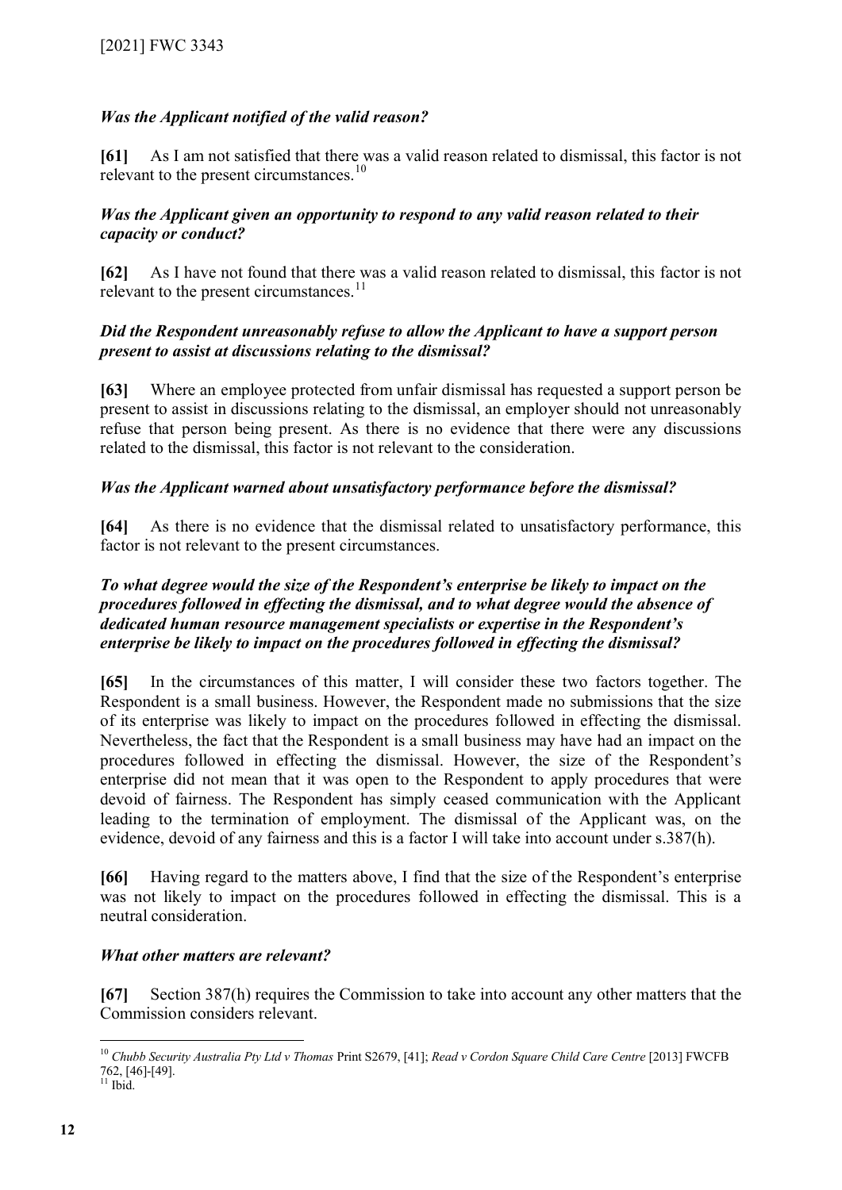*Was the Applicant notified of the valid reason?*

**[61]** As I am not satisfied that there was a valid reason related to dismissal, this factor is not relevant to the present circumstances.[10]

*Was the Applicant given an opportunity to respond to any valid reason related to their capacity or conduct?*

**[62]** As I have not found that there was a valid reason related to dismissal, this factor is not relevant to the present circumstances.[11]

*Did the Respondent unreasonably refuse to allow the Applicant to have a support person present to assist at discussions relating to the dismissal?*

**[63]** Where an employee protected from unfair dismissal has requested a support person be present to assist in discussions relating to the dismissal, an employer should not unreasonably refuse that person being present. As there is no evidence that there were any discussions related to the dismissal, this factor is not relevant to the consideration.

*Was the Applicant warned about unsatisfactory performance before the dismissal?*

**[64]** As there is no evidence that the dismissal related to unsatisfactory performance, this factor is not relevant to the present circumstances.

*To what degree would the size of the Respondent's enterprise be likely to impact on the procedures followed in effecting the dismissal, and to what degree would the absence of dedicated human resource management specialists or expertise in the Respondent's enterprise be likely to impact on the procedures followed in effecting the dismissal?*

**[65]** In the circumstances of this matter, I will consider these two factors together. The Respondent is a small business. However, the Respondent made no submissions that the size of its enterprise was likely to impact on the procedures followed in effecting the dismissal. Nevertheless, the fact that the Respondent is a small business may have had an impact on the procedures followed in effecting the dismissal. However, the size of the Respondent's enterprise did not mean that it was open to the Respondent to apply procedures that were devoid of fairness. The Respondent has simply ceased communication with the Applicant leading to the termination of employment. The dismissal of the Applicant was, on the evidence, devoid of any fairness and this is a factor I will take into account under s.387(h).

**[66]** Having regard to the matters above, I find that the size of the Respondent's enterprise was not likely to impact on the procedures followed in effecting the dismissal. This is a neutral consideration.

*What other matters are relevant?*

**[67]** Section 387(h) requires the Commission to take into account any other matters that the Commission considers relevant.

---

[10] *Chubb Security Australia Pty Ltd v Thomas* Print S2679, [41]; *Read v Cordon Square Child Care Centre* [2013] FWCFB 762, [46]-[49].

[11] Ibid.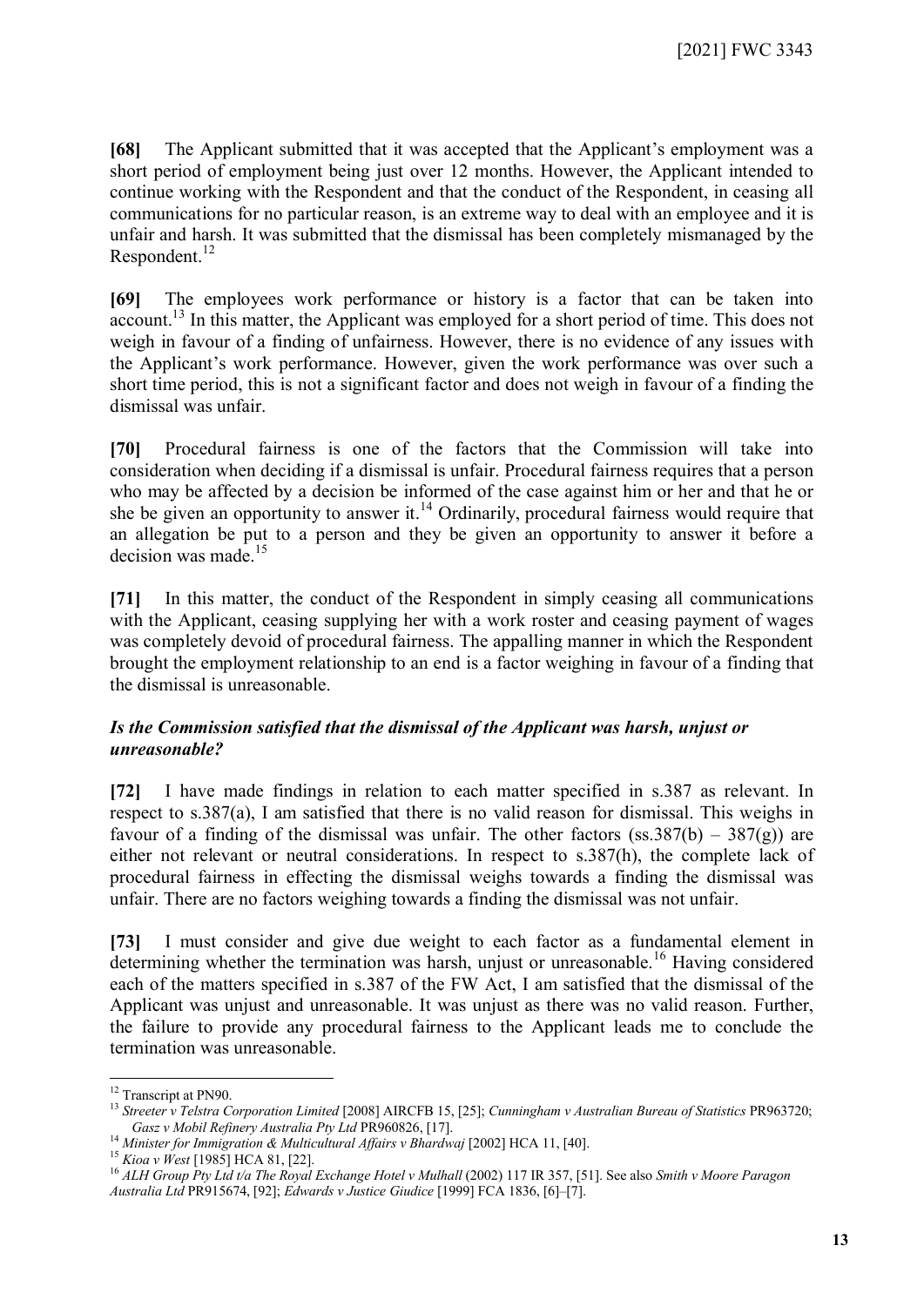**[68]** The Applicant submitted that it was accepted that the Applicant's employment was a short period of employment being just over 12 months. However, the Applicant intended to continue working with the Respondent and that the conduct of the Respondent, in ceasing all communications for no particular reason, is an extreme way to deal with an employee and it is unfair and harsh. It was submitted that the dismissal has been completely mismanaged by the Respondent.[12]

**[69]** The employees work performance or history is a factor that can be taken into account.[13] In this matter, the Applicant was employed for a short period of time. This does not weigh in favour of a finding of unfairness. However, there is no evidence of any issues with the Applicant's work performance. However, given the work performance was over such a short time period, this is not a significant factor and does not weigh in favour of a finding the dismissal was unfair.

**[70]** Procedural fairness is one of the factors that the Commission will take into consideration when deciding if a dismissal is unfair. Procedural fairness requires that a person who may be affected by a decision be informed of the case against him or her and that he or she be given an opportunity to answer it.[14] Ordinarily, procedural fairness would require that an allegation be put to a person and they be given an opportunity to answer it before a decision was made.[15]

**[71]** In this matter, the conduct of the Respondent in simply ceasing all communications with the Applicant, ceasing supplying her with a work roster and ceasing payment of wages was completely devoid of procedural fairness. The appalling manner in which the Respondent brought the employment relationship to an end is a factor weighing in favour of a finding that the dismissal is unreasonable.

### *Is the Commission satisfied that the dismissal of the Applicant was harsh, unjust or unreasonable?*

**[72]** I have made findings in relation to each matter specified in s.387 as relevant. In respect to s.387(a), I am satisfied that there is no valid reason for dismissal. This weighs in favour of a finding of the dismissal was unfair. The other factors (ss.387(b) – 387(g)) are either not relevant or neutral considerations. In respect to s.387(h), the complete lack of procedural fairness in effecting the dismissal weighs towards a finding the dismissal was unfair. There are no factors weighing towards a finding the dismissal was not unfair.

**[73]** I must consider and give due weight to each factor as a fundamental element in determining whether the termination was harsh, unjust or unreasonable.[16] Having considered each of the matters specified in s.387 of the FW Act, I am satisfied that the dismissal of the Applicant was unjust and unreasonable. It was unjust as there was no valid reason. Further, the failure to provide any procedural fairness to the Applicant leads me to conclude the termination was unreasonable.

---

[12] Transcript at PN90.

[13] *Streeter v Telstra Corporation Limited* [2008] AIRCFB 15, [25]; *Cunningham v Australian Bureau of Statistics* PR963720; *Gasz v Mobil Refinery Australia Pty Ltd* PR960826, [17].

[14] *Minister for Immigration & Multicultural Affairs v Bhardwaj* [2002] HCA 11, [40].

[15] *Kioa v West* [1985] HCA 81, [22].

[16] *ALH Group Pty Ltd t/a The Royal Exchange Hotel v Mulhall* (2002) 117 IR 357, [51]. See also *Smith v Moore Paragon Australia Ltd* PR915674, [92]; *Edwards v Justice Giudice* [1999] FCA 1836, [6]–[7].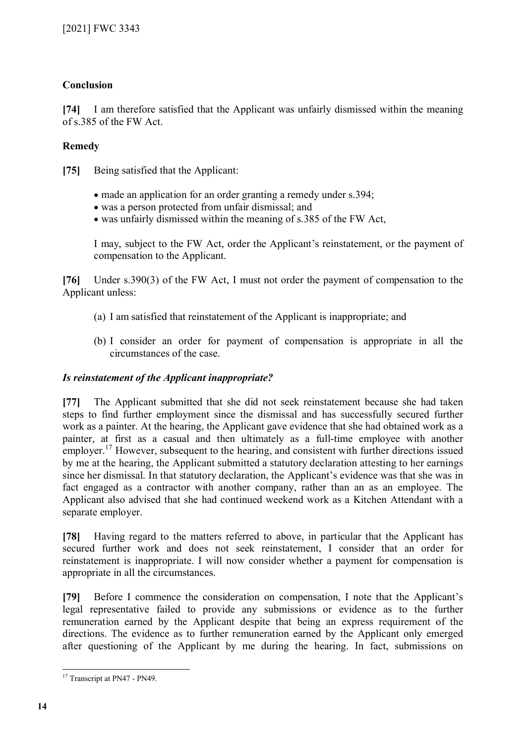**Conclusion**

**[74]** I am therefore satisfied that the Applicant was unfairly dismissed within the meaning of s.385 of the FW Act.

**Remedy**

**[75]** Being satisfied that the Applicant:

- made an application for an order granting a remedy under s.394;
- was a person protected from unfair dismissal; and
- was unfairly dismissed within the meaning of s.385 of the FW Act,

I may, subject to the FW Act, order the Applicant's reinstatement, or the payment of compensation to the Applicant.

**[76]** Under s.390(3) of the FW Act, I must not order the payment of compensation to the Applicant unless:

(a) I am satisfied that reinstatement of the Applicant is inappropriate; and

(b) I consider an order for payment of compensation is appropriate in all the circumstances of the case.

***Is reinstatement of the Applicant inappropriate?***

**[77]** The Applicant submitted that she did not seek reinstatement because she had taken steps to find further employment since the dismissal and has successfully secured further work as a painter. At the hearing, the Applicant gave evidence that she had obtained work as a painter, at first as a casual and then ultimately as a full-time employee with another employer.[17] However, subsequent to the hearing, and consistent with further directions issued by me at the hearing, the Applicant submitted a statutory declaration attesting to her earnings since her dismissal. In that statutory declaration, the Applicant's evidence was that she was in fact engaged as a contractor with another company, rather than an as an employee. The Applicant also advised that she had continued weekend work as a Kitchen Attendant with a separate employer.

**[78]** Having regard to the matters referred to above, in particular that the Applicant has secured further work and does not seek reinstatement, I consider that an order for reinstatement is inappropriate. I will now consider whether a payment for compensation is appropriate in all the circumstances.

**[79]** Before I commence the consideration on compensation, I note that the Applicant's legal representative failed to provide any submissions or evidence as to the further remuneration earned by the Applicant despite that being an express requirement of the directions. The evidence as to further remuneration earned by the Applicant only emerged after questioning of the Applicant by me during the hearing. In fact, submissions on

[17] Transcript at PN47 - PN49.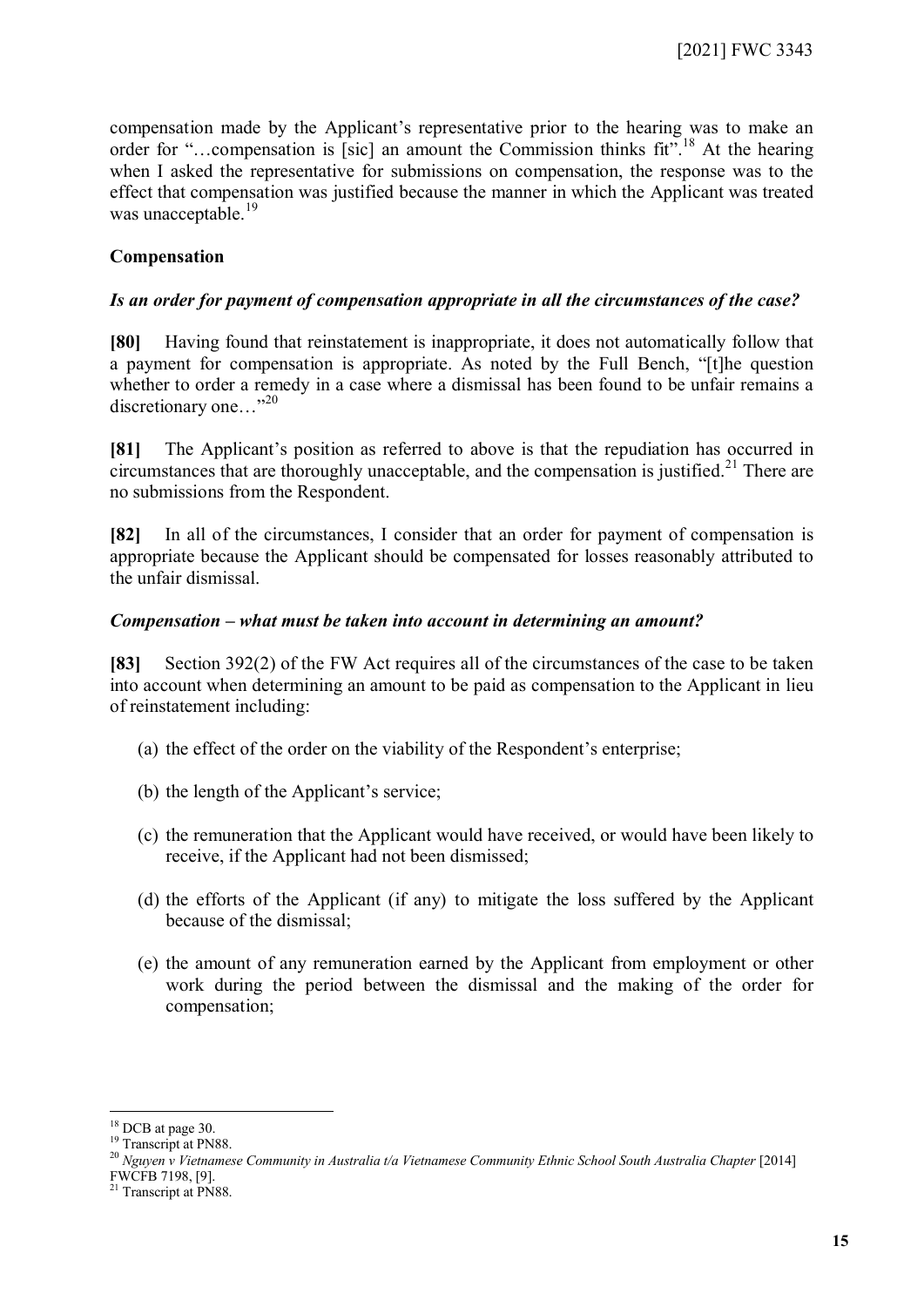compensation made by the Applicant's representative prior to the hearing was to make an order for "…compensation is [sic] an amount the Commission thinks fit".[18] At the hearing when I asked the representative for submissions on compensation, the response was to the effect that compensation was justified because the manner in which the Applicant was treated was unacceptable.[19]

## Compensation

### *Is an order for payment of compensation appropriate in all the circumstances of the case?*

**[80]** Having found that reinstatement is inappropriate, it does not automatically follow that a payment for compensation is appropriate. As noted by the Full Bench, "[t]he question whether to order a remedy in a case where a dismissal has been found to be unfair remains a discretionary one…"[20]

**[81]** The Applicant's position as referred to above is that the repudiation has occurred in circumstances that are thoroughly unacceptable, and the compensation is justified.[21] There are no submissions from the Respondent.

**[82]** In all of the circumstances, I consider that an order for payment of compensation is appropriate because the Applicant should be compensated for losses reasonably attributed to the unfair dismissal.

### *Compensation – what must be taken into account in determining an amount?*

**[83]** Section 392(2) of the FW Act requires all of the circumstances of the case to be taken into account when determining an amount to be paid as compensation to the Applicant in lieu of reinstatement including:

(a) the effect of the order on the viability of the Respondent's enterprise;

(b) the length of the Applicant's service;

(c) the remuneration that the Applicant would have received, or would have been likely to receive, if the Applicant had not been dismissed;

(d) the efforts of the Applicant (if any) to mitigate the loss suffered by the Applicant because of the dismissal;

(e) the amount of any remuneration earned by the Applicant from employment or other work during the period between the dismissal and the making of the order for compensation;

---

[18] DCB at page 30.

[19] Transcript at PN88.

[20] *Nguyen v Vietnamese Community in Australia t/a Vietnamese Community Ethnic School South Australia Chapter* [2014] FWCFB 7198, [9].

[21] Transcript at PN88.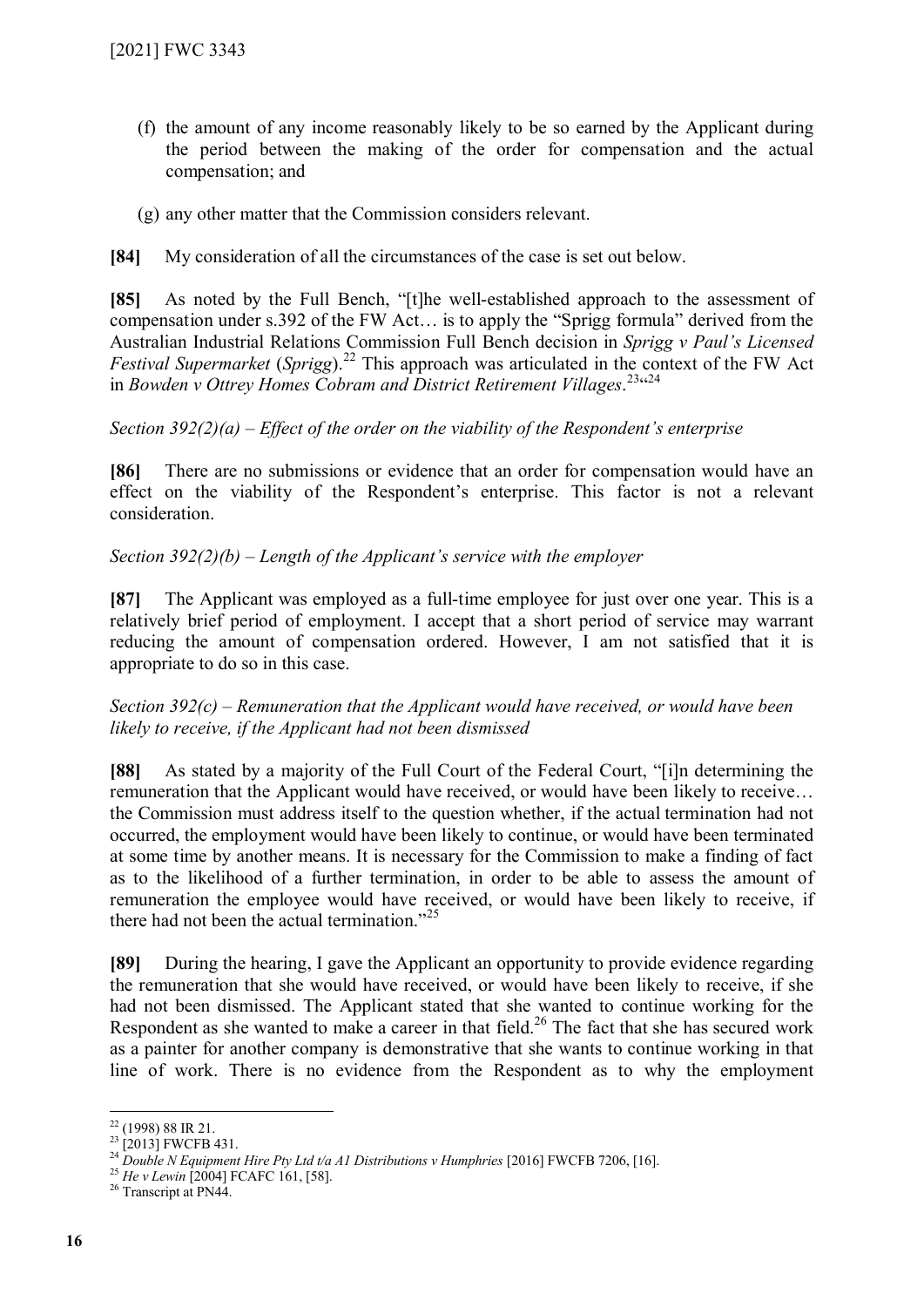(f) the amount of any income reasonably likely to be so earned by the Applicant during the period between the making of the order for compensation and the actual compensation; and

(g) any other matter that the Commission considers relevant.

**[84]** My consideration of all the circumstances of the case is set out below.

**[85]** As noted by the Full Bench, "[t]he well-established approach to the assessment of compensation under s.392 of the FW Act… is to apply the "Sprigg formula" derived from the Australian Industrial Relations Commission Full Bench decision in *Sprigg v Paul's Licensed Festival Supermarket* (*Sprigg*).[22] This approach was articulated in the context of the FW Act in *Bowden v Ottrey Homes Cobram and District Retirement Villages*.[23]"[24]

*Section 392(2)(a) – Effect of the order on the viability of the Respondent's enterprise*

**[86]** There are no submissions or evidence that an order for compensation would have an effect on the viability of the Respondent's enterprise. This factor is not a relevant consideration.

*Section 392(2)(b) – Length of the Applicant's service with the employer*

**[87]** The Applicant was employed as a full-time employee for just over one year. This is a relatively brief period of employment. I accept that a short period of service may warrant reducing the amount of compensation ordered. However, I am not satisfied that it is appropriate to do so in this case.

*Section 392(c) – Remuneration that the Applicant would have received, or would have been likely to receive, if the Applicant had not been dismissed*

**[88]** As stated by a majority of the Full Court of the Federal Court, "[i]n determining the remuneration that the Applicant would have received, or would have been likely to receive… the Commission must address itself to the question whether, if the actual termination had not occurred, the employment would have been likely to continue, or would have been terminated at some time by another means. It is necessary for the Commission to make a finding of fact as to the likelihood of a further termination, in order to be able to assess the amount of remuneration the employee would have received, or would have been likely to receive, if there had not been the actual termination."[25]

**[89]** During the hearing, I gave the Applicant an opportunity to provide evidence regarding the remuneration that she would have received, or would have been likely to receive, if she had not been dismissed. The Applicant stated that she wanted to continue working for the Respondent as she wanted to make a career in that field.[26] The fact that she has secured work as a painter for another company is demonstrative that she wants to continue working in that line of work. There is no evidence from the Respondent as to why the employment

---

[22] (1998) 88 IR 21.

[23] [2013] FWCFB 431.

[24] *Double N Equipment Hire Pty Ltd t/a A1 Distributions v Humphries* [2016] FWCFB 7206, [16].

[25] *He v Lewin* [2004] FCAFC 161, [58].

[26] Transcript at PN44.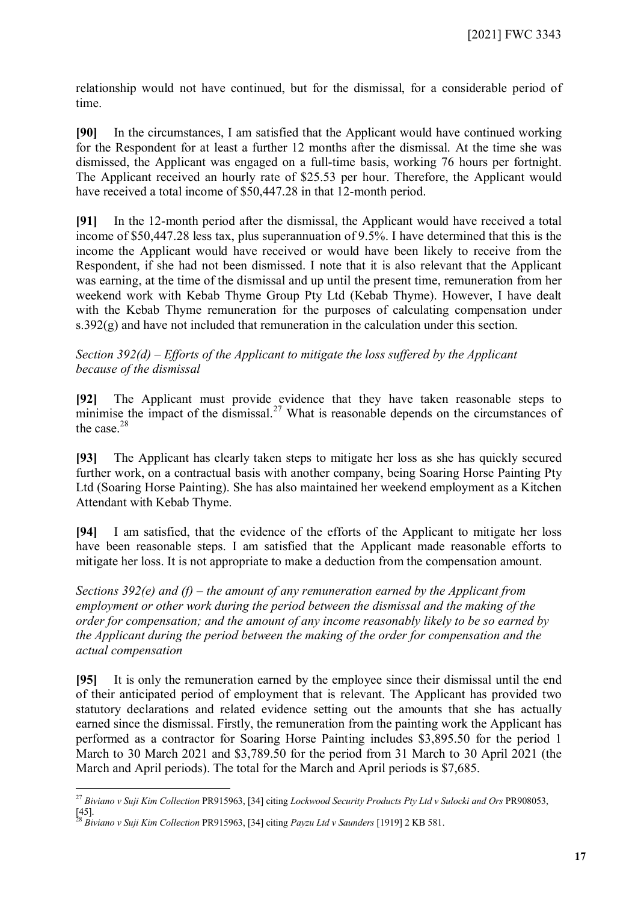relationship would not have continued, but for the dismissal, for a considerable period of time.

**[90]** In the circumstances, I am satisfied that the Applicant would have continued working for the Respondent for at least a further 12 months after the dismissal. At the time she was dismissed, the Applicant was engaged on a full-time basis, working 76 hours per fortnight. The Applicant received an hourly rate of $25.53 per hour. Therefore, the Applicant would have received a total income of $50,447.28 in that 12-month period.

**[91]** In the 12-month period after the dismissal, the Applicant would have received a total income of $50,447.28 less tax, plus superannuation of 9.5%. I have determined that this is the income the Applicant would have received or would have been likely to receive from the Respondent, if she had not been dismissed. I note that it is also relevant that the Applicant was earning, at the time of the dismissal and up until the present time, remuneration from her weekend work with Kebab Thyme Group Pty Ltd (Kebab Thyme). However, I have dealt with the Kebab Thyme remuneration for the purposes of calculating compensation under s.392(g) and have not included that remuneration in the calculation under this section.

*Section 392(d) – Efforts of the Applicant to mitigate the loss suffered by the Applicant because of the dismissal*

**[92]** The Applicant must provide evidence that they have taken reasonable steps to minimise the impact of the dismissal.[27] What is reasonable depends on the circumstances of the case.[28]

**[93]** The Applicant has clearly taken steps to mitigate her loss as she has quickly secured further work, on a contractual basis with another company, being Soaring Horse Painting Pty Ltd (Soaring Horse Painting). She has also maintained her weekend employment as a Kitchen Attendant with Kebab Thyme.

**[94]** I am satisfied, that the evidence of the efforts of the Applicant to mitigate her loss have been reasonable steps. I am satisfied that the Applicant made reasonable efforts to mitigate her loss. It is not appropriate to make a deduction from the compensation amount.

*Sections 392(e) and (f) – the amount of any remuneration earned by the Applicant from employment or other work during the period between the dismissal and the making of the order for compensation; and the amount of any income reasonably likely to be so earned by the Applicant during the period between the making of the order for compensation and the actual compensation*

**[95]** It is only the remuneration earned by the employee since their dismissal until the end of their anticipated period of employment that is relevant. The Applicant has provided two statutory declarations and related evidence setting out the amounts that she has actually earned since the dismissal. Firstly, the remuneration from the painting work the Applicant has performed as a contractor for Soaring Horse Painting includes $3,895.50 for the period 1 March to 30 March 2021 and $3,789.50 for the period from 31 March to 30 April 2021 (the March and April periods). The total for the March and April periods is $7,685.

---

[27] *Biviano v Suji Kim Collection* PR915963, [34] citing *Lockwood Security Products Pty Ltd v Sulocki and Ors* PR908053, [45].

[28] *Biviano v Suji Kim Collection* PR915963, [34] citing *Payzu Ltd v Saunders* [1919] 2 KB 581.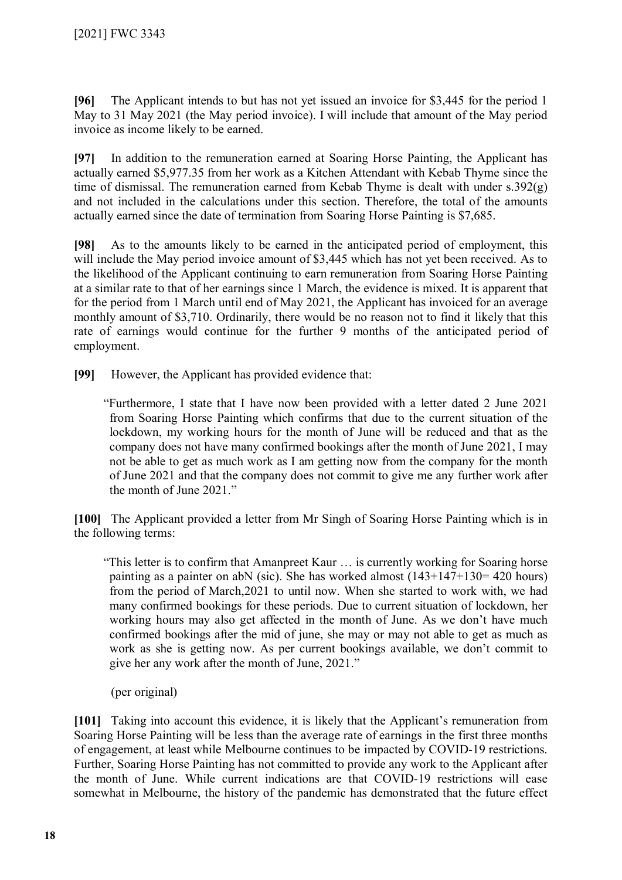**[96]** The Applicant intends to but has not yet issued an invoice for $3,445 for the period 1 May to 31 May 2021 (the May period invoice). I will include that amount of the May period invoice as income likely to be earned.

**[97]** In addition to the remuneration earned at Soaring Horse Painting, the Applicant has actually earned $5,977.35 from her work as a Kitchen Attendant with Kebab Thyme since the time of dismissal. The remuneration earned from Kebab Thyme is dealt with under s.392(g) and not included in the calculations under this section. Therefore, the total of the amounts actually earned since the date of termination from Soaring Horse Painting is $7,685.

**[98]** As to the amounts likely to be earned in the anticipated period of employment, this will include the May period invoice amount of $3,445 which has not yet been received. As to the likelihood of the Applicant continuing to earn remuneration from Soaring Horse Painting at a similar rate to that of her earnings since 1 March, the evidence is mixed. It is apparent that for the period from 1 March until end of May 2021, the Applicant has invoiced for an average monthly amount of $3,710. Ordinarily, there would be no reason not to find it likely that this rate of earnings would continue for the further 9 months of the anticipated period of employment.

**[99]** However, the Applicant has provided evidence that:

> "Furthermore, I state that I have now been provided with a letter dated 2 June 2021 from Soaring Horse Painting which confirms that due to the current situation of the lockdown, my working hours for the month of June will be reduced and that as the company does not have many confirmed bookings after the month of June 2021, I may not be able to get as much work as I am getting now from the company for the month of June 2021 and that the company does not commit to give me any further work after the month of June 2021."

**[100]** The Applicant provided a letter from Mr Singh of Soaring Horse Painting which is in the following terms:

> "This letter is to confirm that Amanpreet Kaur … is currently working for Soaring horse painting as a painter on abN (sic). She has worked almost (143+147+130= 420 hours) from the period of March,2021 to until now. When she started to work with, we had many confirmed bookings for these periods. Due to current situation of lockdown, her working hours may also get affected in the month of June. As we don't have much confirmed bookings after the mid of june, she may or may not able to get as much as work as she is getting now. As per current bookings available, we don't commit to give her any work after the month of June, 2021."
>
> (per original)

**[101]** Taking into account this evidence, it is likely that the Applicant's remuneration from Soaring Horse Painting will be less than the average rate of earnings in the first three months of engagement, at least while Melbourne continues to be impacted by COVID-19 restrictions. Further, Soaring Horse Painting has not committed to provide any work to the Applicant after the month of June. While current indications are that COVID-19 restrictions will ease somewhat in Melbourne, the history of the pandemic has demonstrated that the future effect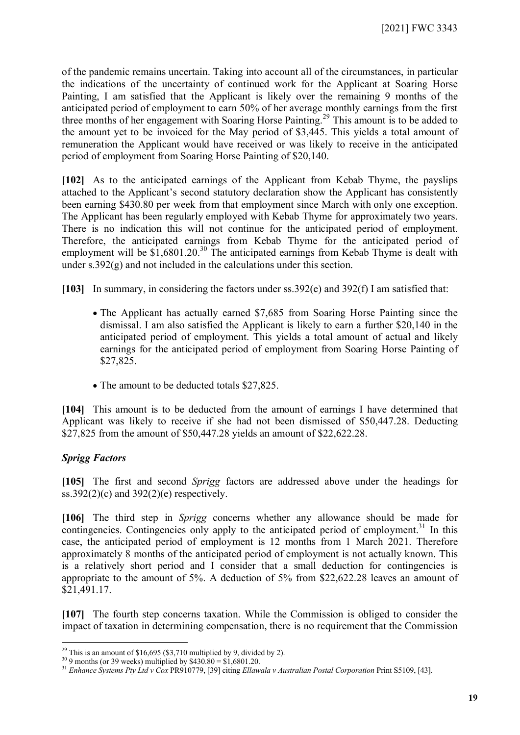of the pandemic remains uncertain. Taking into account all of the circumstances, in particular the indications of the uncertainty of continued work for the Applicant at Soaring Horse Painting, I am satisfied that the Applicant is likely over the remaining 9 months of the anticipated period of employment to earn 50% of her average monthly earnings from the first three months of her engagement with Soaring Horse Painting.[29] This amount is to be added to the amount yet to be invoiced for the May period of $3,445. This yields a total amount of remuneration the Applicant would have received or was likely to receive in the anticipated period of employment from Soaring Horse Painting of $20,140.

**[102]** As to the anticipated earnings of the Applicant from Kebab Thyme, the payslips attached to the Applicant's second statutory declaration show the Applicant has consistently been earning $430.80 per week from that employment since March with only one exception. The Applicant has been regularly employed with Kebab Thyme for approximately two years. There is no indication this will not continue for the anticipated period of employment. Therefore, the anticipated earnings from Kebab Thyme for the anticipated period of employment will be $1,6801.20.[30] The anticipated earnings from Kebab Thyme is dealt with under s.392(g) and not included in the calculations under this section.

**[103]** In summary, in considering the factors under ss.392(e) and 392(f) I am satisfied that:

- The Applicant has actually earned $7,685 from Soaring Horse Painting since the dismissal. I am also satisfied the Applicant is likely to earn a further $20,140 in the anticipated period of employment. This yields a total amount of actual and likely earnings for the anticipated period of employment from Soaring Horse Painting of $27,825.
- The amount to be deducted totals $27,825.

**[104]** This amount is to be deducted from the amount of earnings I have determined that Applicant was likely to receive if she had not been dismissed of $50,447.28. Deducting $27,825 from the amount of $50,447.28 yields an amount of $22,622.28.

### *Sprigg Factors*

**[105]** The first and second *Sprigg* factors are addressed above under the headings for ss.392(2)(c) and 392(2)(e) respectively.

**[106]** The third step in *Sprigg* concerns whether any allowance should be made for contingencies. Contingencies only apply to the anticipated period of employment.[31] In this case, the anticipated period of employment is 12 months from 1 March 2021. Therefore approximately 8 months of the anticipated period of employment is not actually known. This is a relatively short period and I consider that a small deduction for contingencies is appropriate to the amount of 5%. A deduction of 5% from $22,622.28 leaves an amount of $21,491.17.

**[107]** The fourth step concerns taxation. While the Commission is obliged to consider the impact of taxation in determining compensation, there is no requirement that the Commission

---

[29] This is an amount of $16,695 ($3,710 multiplied by 9, divided by 2).

[30] 9 months (or 39 weeks) multiplied by $430.80 = $1,6801.20.

[31] *Enhance Systems Pty Ltd v Cox* PR910779, [39] citing *Ellawala v Australian Postal Corporation* Print S5109, [43].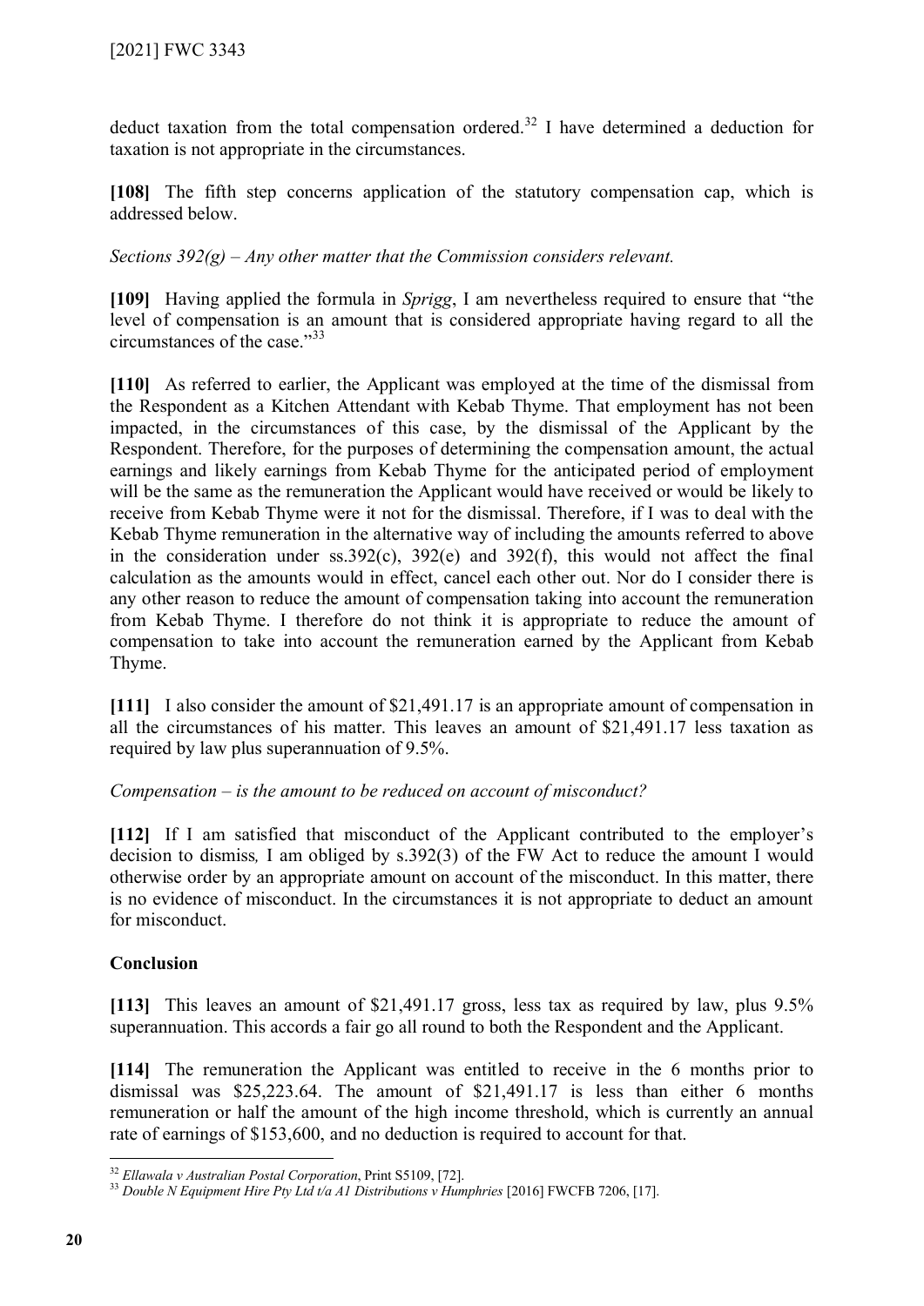deduct taxation from the total compensation ordered.[32] I have determined a deduction for taxation is not appropriate in the circumstances.

**[108]** The fifth step concerns application of the statutory compensation cap, which is addressed below.

*Sections 392(g) – Any other matter that the Commission considers relevant.*

**[109]** Having applied the formula in *Sprigg*, I am nevertheless required to ensure that "the level of compensation is an amount that is considered appropriate having regard to all the circumstances of the case."[33]

**[110]** As referred to earlier, the Applicant was employed at the time of the dismissal from the Respondent as a Kitchen Attendant with Kebab Thyme. That employment has not been impacted, in the circumstances of this case, by the dismissal of the Applicant by the Respondent. Therefore, for the purposes of determining the compensation amount, the actual earnings and likely earnings from Kebab Thyme for the anticipated period of employment will be the same as the remuneration the Applicant would have received or would be likely to receive from Kebab Thyme were it not for the dismissal. Therefore, if I was to deal with the Kebab Thyme remuneration in the alternative way of including the amounts referred to above in the consideration under ss.392(c), 392(e) and 392(f), this would not affect the final calculation as the amounts would in effect, cancel each other out. Nor do I consider there is any other reason to reduce the amount of compensation taking into account the remuneration from Kebab Thyme. I therefore do not think it is appropriate to reduce the amount of compensation to take into account the remuneration earned by the Applicant from Kebab Thyme.

**[111]** I also consider the amount of $21,491.17 is an appropriate amount of compensation in all the circumstances of his matter. This leaves an amount of $21,491.17 less taxation as required by law plus superannuation of 9.5%.

*Compensation – is the amount to be reduced on account of misconduct?*

**[112]** If I am satisfied that misconduct of the Applicant contributed to the employer's decision to dismiss*,* I am obliged by s.392(3) of the FW Act to reduce the amount I would otherwise order by an appropriate amount on account of the misconduct. In this matter, there is no evidence of misconduct. In the circumstances it is not appropriate to deduct an amount for misconduct.

## Conclusion

**[113]** This leaves an amount of $21,491.17 gross, less tax as required by law, plus 9.5% superannuation. This accords a fair go all round to both the Respondent and the Applicant.

**[114]** The remuneration the Applicant was entitled to receive in the 6 months prior to dismissal was $25,223.64. The amount of $21,491.17 is less than either 6 months remuneration or half the amount of the high income threshold, which is currently an annual rate of earnings of $153,600, and no deduction is required to account for that.

---

[32] *Ellawala v Australian Postal Corporation*, Print S5109, [72].

[33] *Double N Equipment Hire Pty Ltd t/a A1 Distributions v Humphries* [2016] FWCFB 7206, [17].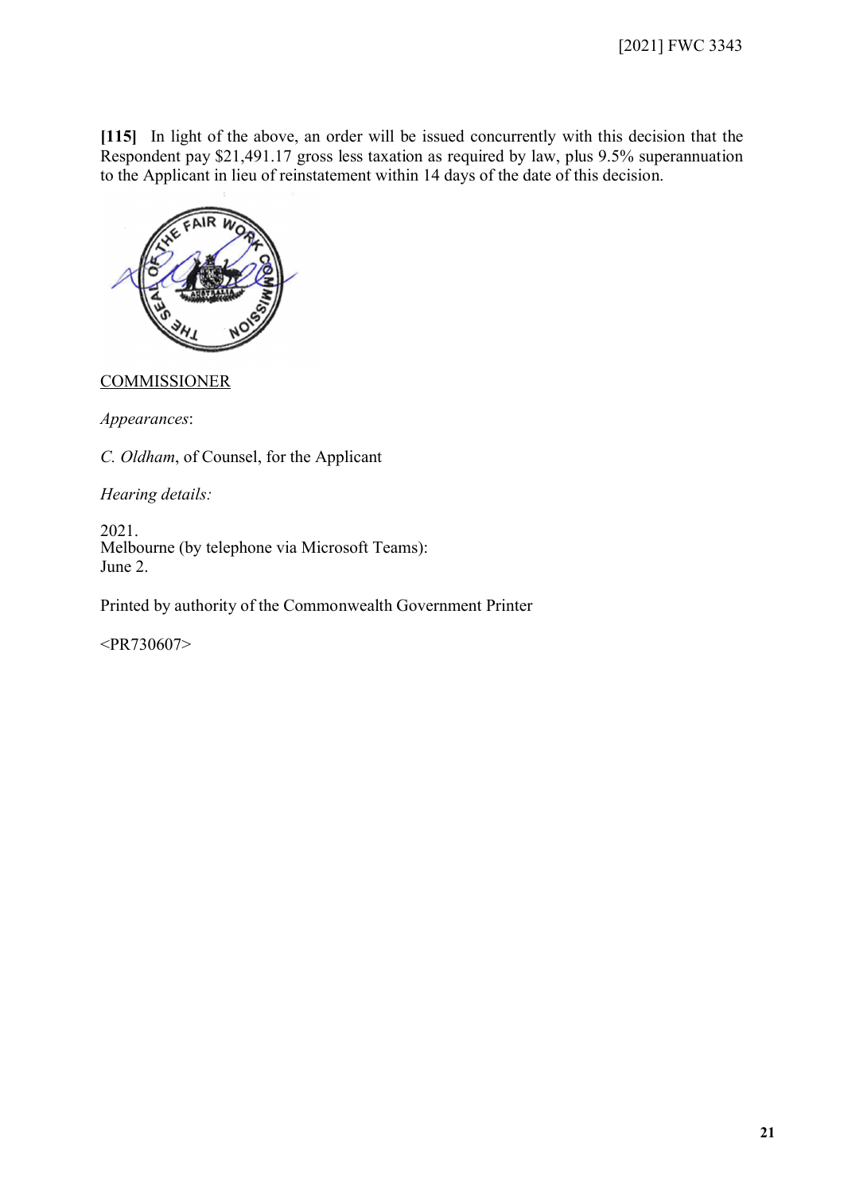**[115]** In light of the above, an order will be issued concurrently with this decision that the Respondent pay $21,491.17 gross less taxation as required by law, plus 9.5% superannuation to the Applicant in lieu of reinstatement within 14 days of the date of this decision.

COMMISSIONER

*Appearances*:

*C. Oldham*, of Counsel, for the Applicant

*Hearing details:*

2021.
Melbourne (by telephone via Microsoft Teams):
June 2.

Printed by authority of the Commonwealth Government Printer

<PR730607>